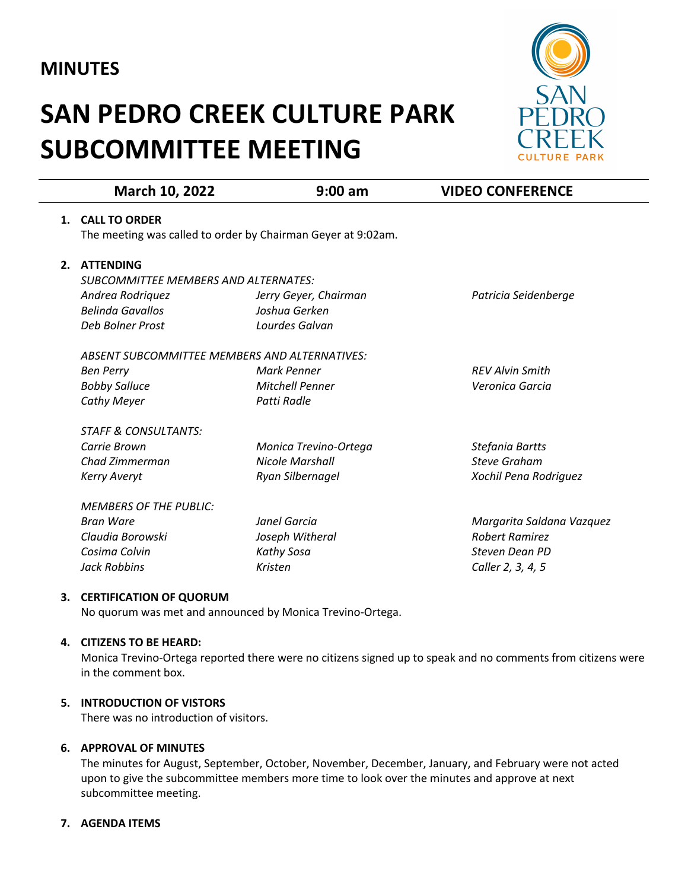**MINUTES**

# SAN PEDRO CREEK CULTURE PARK SUBCOMMITTEE MEETING

| March 10, 2022 | 9:00 am | VIDEO CONFERENCE |
|---|---|---|

1. **CALL TO ORDER**
   The meeting was called to order by Chairman Geyer at 9:02am.

2. **ATTENDING**

   *SUBCOMMITTEE MEMBERS AND ALTERNATES:*

   *Andrea Rodriquez*
   *Belinda Gavallos*
   *Deb Bolner Prost*
   *Jerry Geyer, Chairman*
   *Joshua Gerken*
   *Lourdes Galvan*
   *Patricia Seidenberge*

   *ABSENT SUBCOMMITTEE MEMBERS AND ALTERNATIVES:*

   *Ben Perry*
   *Bobby Salluce*
   *Cathy Meyer*
   *Mark Penner*
   *Mitchell Penner*
   *Patti Radle*
   *REV Alvin Smith*
   *Veronica Garcia*

   *STAFF & CONSULTANTS:*

   *Carrie Brown*
   *Chad Zimmerman*
   *Kerry Averyt*
   *Monica Trevino-Ortega*
   *Nicole Marshall*
   *Ryan Silbernagel*
   *Stefania Bartts*
   *Steve Graham*
   *Xochil Pena Rodriguez*

   *MEMBERS OF THE PUBLIC:*

   *Bran Ware*
   *Claudia Borowski*
   *Cosima Colvin*
   *Jack Robbins*
   *Janel Garcia*
   *Joseph Witheral*
   *Kathy Sosa*
   *Kristen*
   *Margarita Saldana Vazquez*
   *Robert Ramirez*
   *Steven Dean PD*
   *Caller 2, 3, 4, 5*

3. **CERTIFICATION OF QUORUM**
   No quorum was met and announced by Monica Trevino-Ortega.

4. **CITIZENS TO BE HEARD:**
   Monica Trevino-Ortega reported there were no citizens signed up to speak and no comments from citizens were in the comment box.

5. **INTRODUCTION OF VISTORS**
   There was no introduction of visitors.

6. **APPROVAL OF MINUTES**
   The minutes for August, September, October, November, December, January, and February were not acted upon to give the subcommittee members more time to look over the minutes and approve at next subcommittee meeting.

7. **AGENDA ITEMS**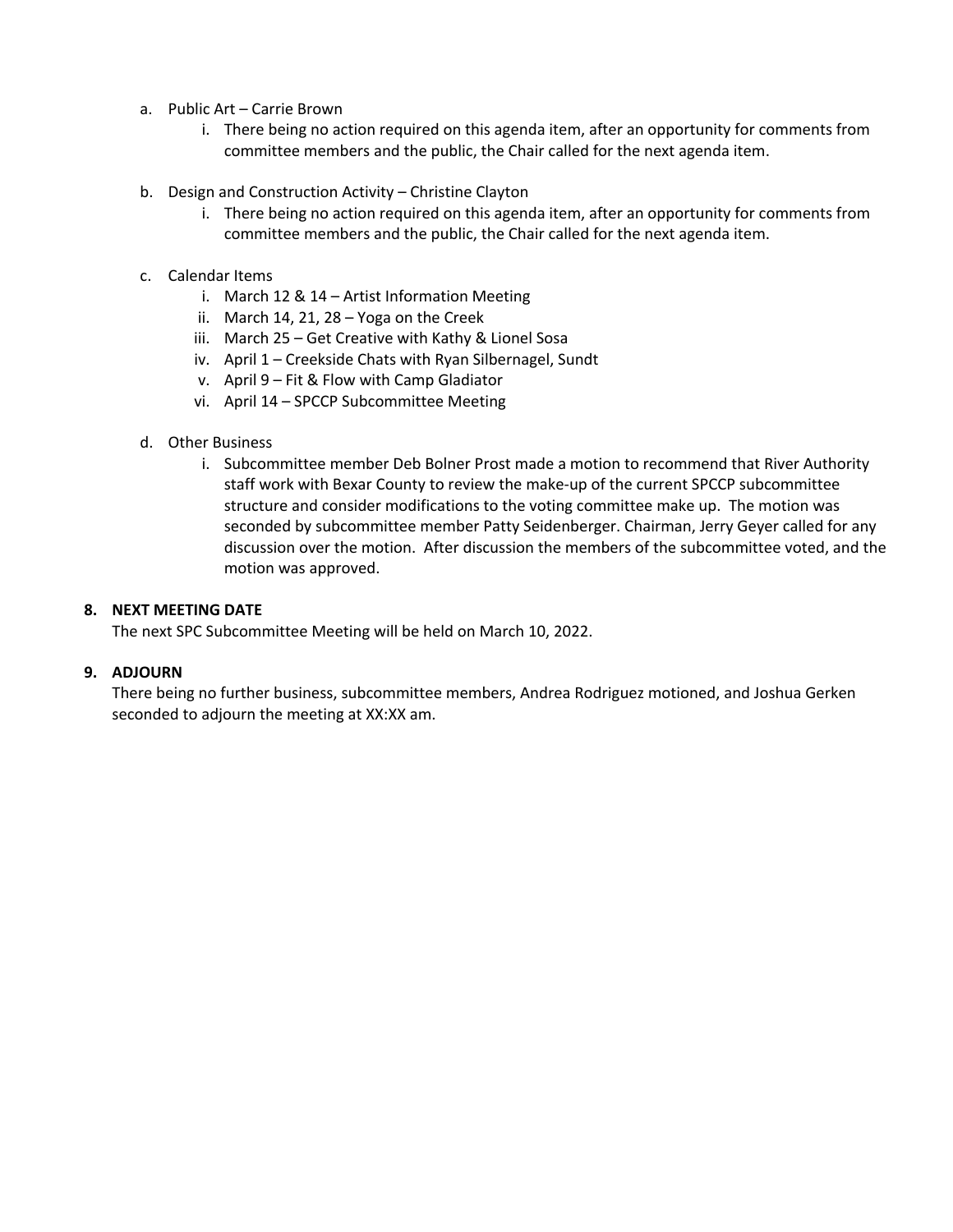a. Public Art – Carrie Brown
   i. There being no action required on this agenda item, after an opportunity for comments from committee members and the public, the Chair called for the next agenda item.

b. Design and Construction Activity – Christine Clayton
   i. There being no action required on this agenda item, after an opportunity for comments from committee members and the public, the Chair called for the next agenda item.

c. Calendar Items
   i. March 12 & 14 – Artist Information Meeting
   ii. March 14, 21, 28 – Yoga on the Creek
   iii. March 25 – Get Creative with Kathy & Lionel Sosa
   iv. April 1 – Creekside Chats with Ryan Silbernagel, Sundt
   v. April 9 – Fit & Flow with Camp Gladiator
   vi. April 14 – SPCCP Subcommittee Meeting

d. Other Business
   i. Subcommittee member Deb Bolner Prost made a motion to recommend that River Authority staff work with Bexar County to review the make-up of the current SPCCP subcommittee structure and consider modifications to the voting committee make up. The motion was seconded by subcommittee member Patty Seidenberger. Chairman, Jerry Geyer called for any discussion over the motion. After discussion the members of the subcommittee voted, and the motion was approved.

**8. NEXT MEETING DATE**

The next SPC Subcommittee Meeting will be held on March 10, 2022.

**9. ADJOURN**

There being no further business, subcommittee members, Andrea Rodriguez motioned, and Joshua Gerken seconded to adjourn the meeting at XX:XX am.